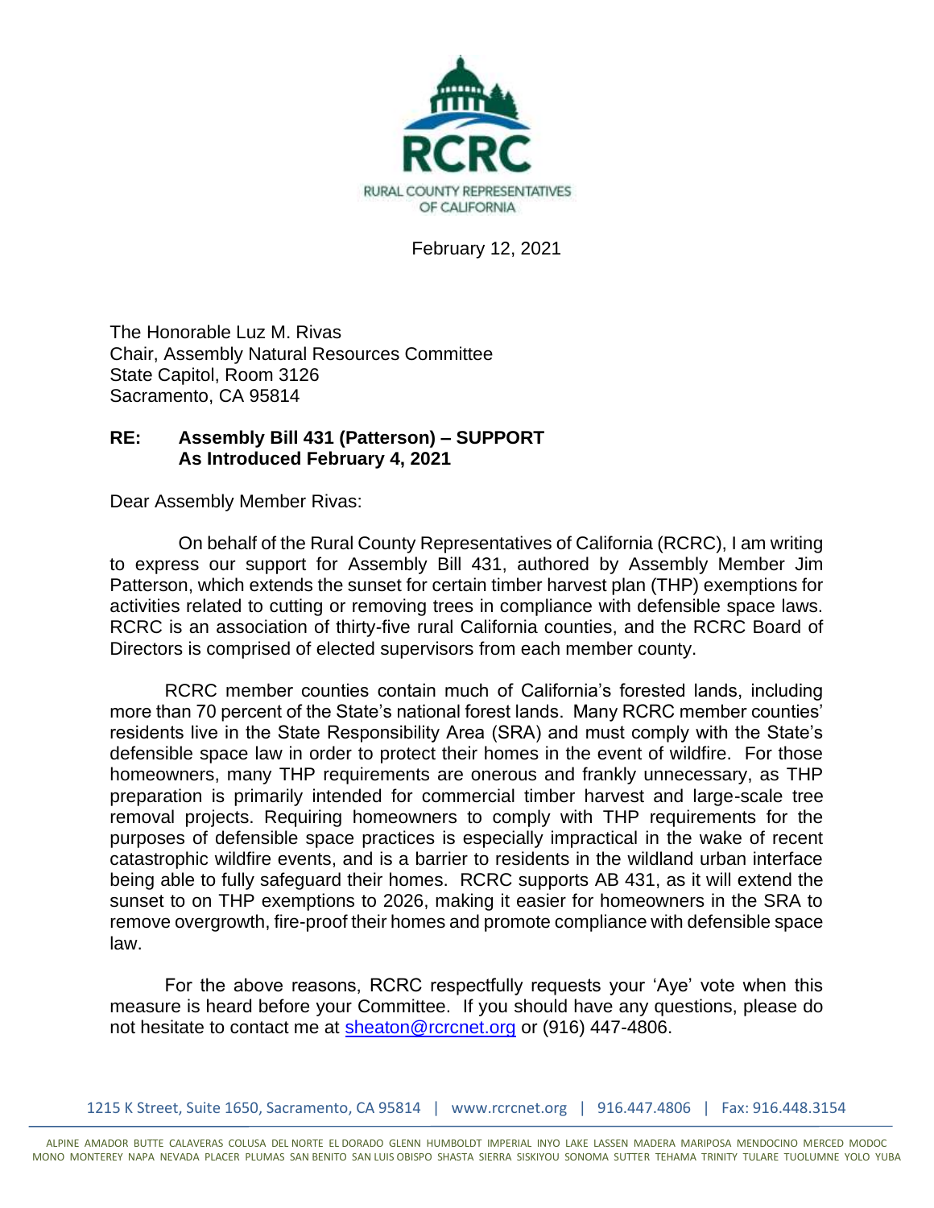RCRC

RURAL COUNTY REPRESENTATIVES OF CALIFORNIA

February 12, 2021

The Honorable Luz M. Rivas
Chair, Assembly Natural Resources Committee
State Capitol, Room 3126
Sacramento, CA 95814

**RE: Assembly Bill 431 (Patterson) – SUPPORT**
**As Introduced February 4, 2021**

Dear Assembly Member Rivas:

On behalf of the Rural County Representatives of California (RCRC), I am writing to express our support for Assembly Bill 431, authored by Assembly Member Jim Patterson, which extends the sunset for certain timber harvest plan (THP) exemptions for activities related to cutting or removing trees in compliance with defensible space laws. RCRC is an association of thirty-five rural California counties, and the RCRC Board of Directors is comprised of elected supervisors from each member county.

RCRC member counties contain much of California's forested lands, including more than 70 percent of the State's national forest lands. Many RCRC member counties' residents live in the State Responsibility Area (SRA) and must comply with the State's defensible space law in order to protect their homes in the event of wildfire. For those homeowners, many THP requirements are onerous and frankly unnecessary, as THP preparation is primarily intended for commercial timber harvest and large-scale tree removal projects. Requiring homeowners to comply with THP requirements for the purposes of defensible space practices is especially impractical in the wake of recent catastrophic wildfire events, and is a barrier to residents in the wildland urban interface being able to fully safeguard their homes. RCRC supports AB 431, as it will extend the sunset to on THP exemptions to 2026, making it easier for homeowners in the SRA to remove overgrowth, fire-proof their homes and promote compliance with defensible space law.

For the above reasons, RCRC respectfully requests your 'Aye' vote when this measure is heard before your Committee. If you should have any questions, please do not hesitate to contact me at sheaton@rcrcnet.org or (916) 447-4806.

1215 K Street, Suite 1650, Sacramento, CA 95814 | www.rcrcnet.org | 916.447.4806 | Fax: 916.448.3154

ALPINE AMADOR BUTTE CALAVERAS COLUSA DEL NORTE EL DORADO GLENN HUMBOLDT IMPERIAL INYO LAKE LASSEN MADERA MARIPOSA MENDOCINO MERCED MODOC MONO MONTEREY NAPA NEVADA PLACER PLUMAS SAN BENITO SAN LUIS OBISPO SHASTA SIERRA SISKIYOU SONOMA SUTTER TEHAMA TRINITY TULARE TUOLUMNE YOLO YUBA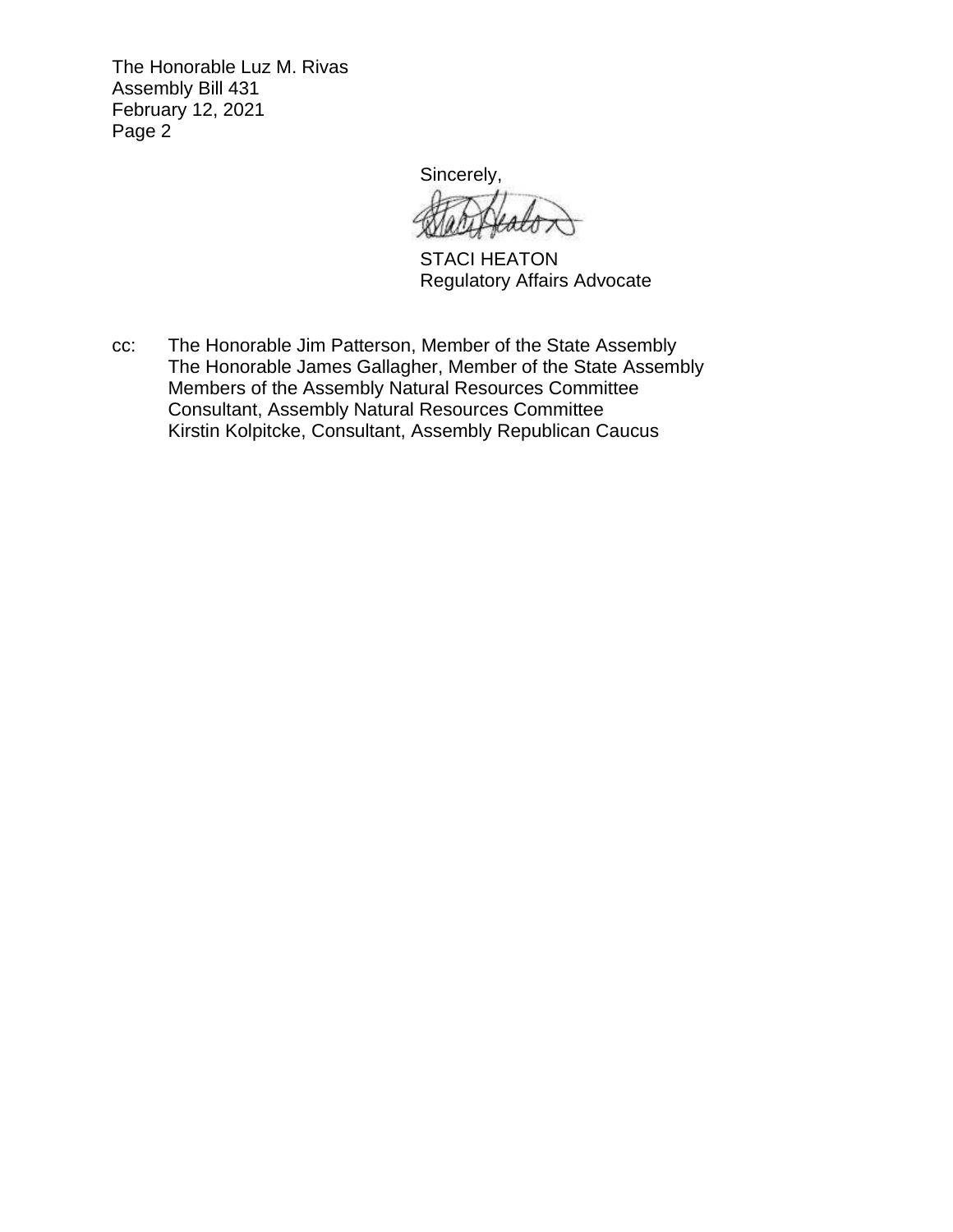Sincerely,

STACI HEATON
Regulatory Affairs Advocate

cc: The Honorable Jim Patterson, Member of the State Assembly
The Honorable James Gallagher, Member of the State Assembly
Members of the Assembly Natural Resources Committee
Consultant, Assembly Natural Resources Committee
Kirstin Kolpitcke, Consultant, Assembly Republican Caucus